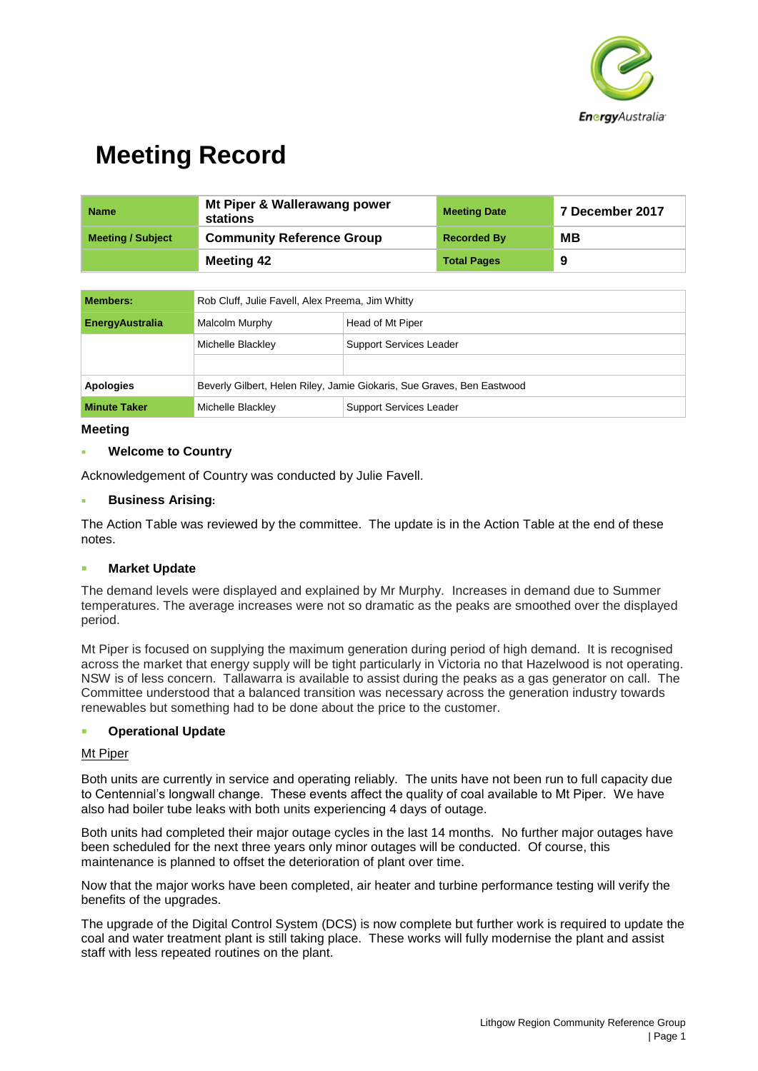# Meeting Record

| Name | Mt Piper & Wallerawang power stations | Meeting Date | 7 December 2017 |
|---|---|---|---|
| Meeting / Subject | Community Reference Group | Recorded By | MB |
| | Meeting 42 | Total Pages | 9 |

| Members: | Rob Cluff, Julie Favell, Alex Preema, Jim Whitty | |
|---|---|---|
| EnergyAustralia | Malcolm Murphy | Head of Mt Piper |
| | Michelle Blackley | Support Services Leader |
| | | |
| Apologies | Beverly Gilbert, Helen Riley, Jamie Giokaris, Sue Graves, Ben Eastwood | |
| Minute Taker | Michelle Blackley | Support Services Leader |

**Meeting**

- **Welcome to Country**

Acknowledgement of Country was conducted by Julie Favell.

- **Business Arising:**

The Action Table was reviewed by the committee. The update is in the Action Table at the end of these notes.

- **Market Update**

The demand levels were displayed and explained by Mr Murphy. Increases in demand due to Summer temperatures. The average increases were not so dramatic as the peaks are smoothed over the displayed period.

Mt Piper is focused on supplying the maximum generation during period of high demand. It is recognised across the market that energy supply will be tight particularly in Victoria no that Hazelwood is not operating. NSW is of less concern. Tallawarra is available to assist during the peaks as a gas generator on call. The Committee understood that a balanced transition was necessary across the generation industry towards renewables but something had to be done about the price to the customer.

- **Operational Update**

<u>Mt Piper</u>

Both units are currently in service and operating reliably. The units have not been run to full capacity due to Centennial's longwall change. These events affect the quality of coal available to Mt Piper. We have also had boiler tube leaks with both units experiencing 4 days of outage.

Both units had completed their major outage cycles in the last 14 months. No further major outages have been scheduled for the next three years only minor outages will be conducted. Of course, this maintenance is planned to offset the deterioration of plant over time.

Now that the major works have been completed, air heater and turbine performance testing will verify the benefits of the upgrades.

The upgrade of the Digital Control System (DCS) is now complete but further work is required to update the coal and water treatment plant is still taking place. These works will fully modernise the plant and assist staff with less repeated routines on the plant.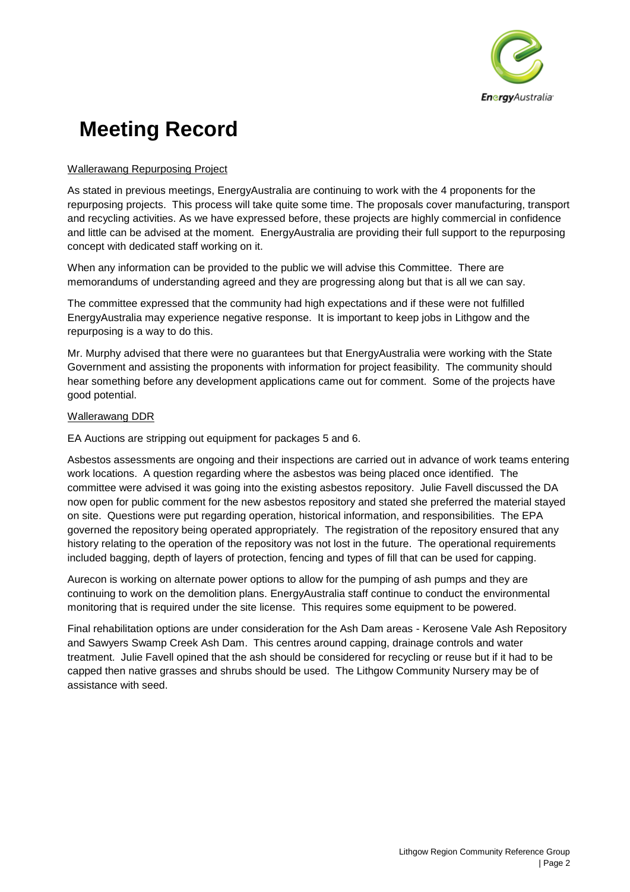# Meeting Record

Wallerawang Repurposing Project

As stated in previous meetings, EnergyAustralia are continuing to work with the 4 proponents for the repurposing projects. This process will take quite some time. The proposals cover manufacturing, transport and recycling activities. As we have expressed before, these projects are highly commercial in confidence and little can be advised at the moment. EnergyAustralia are providing their full support to the repurposing concept with dedicated staff working on it.

When any information can be provided to the public we will advise this Committee. There are memorandums of understanding agreed and they are progressing along but that is all we can say.

The committee expressed that the community had high expectations and if these were not fulfilled EnergyAustralia may experience negative response. It is important to keep jobs in Lithgow and the repurposing is a way to do this.

Mr. Murphy advised that there were no guarantees but that EnergyAustralia were working with the State Government and assisting the proponents with information for project feasibility. The community should hear something before any development applications came out for comment. Some of the projects have good potential.

Wallerawang DDR

EA Auctions are stripping out equipment for packages 5 and 6.

Asbestos assessments are ongoing and their inspections are carried out in advance of work teams entering work locations. A question regarding where the asbestos was being placed once identified. The committee were advised it was going into the existing asbestos repository. Julie Favell discussed the DA now open for public comment for the new asbestos repository and stated she preferred the material stayed on site. Questions were put regarding operation, historical information, and responsibilities. The EPA governed the repository being operated appropriately. The registration of the repository ensured that any history relating to the operation of the repository was not lost in the future. The operational requirements included bagging, depth of layers of protection, fencing and types of fill that can be used for capping.

Aurecon is working on alternate power options to allow for the pumping of ash pumps and they are continuing to work on the demolition plans. EnergyAustralia staff continue to conduct the environmental monitoring that is required under the site license. This requires some equipment to be powered.

Final rehabilitation options are under consideration for the Ash Dam areas - Kerosene Vale Ash Repository and Sawyers Swamp Creek Ash Dam. This centres around capping, drainage controls and water treatment. Julie Favell opined that the ash should be considered for recycling or reuse but if it had to be capped then native grasses and shrubs should be used. The Lithgow Community Nursery may be of assistance with seed.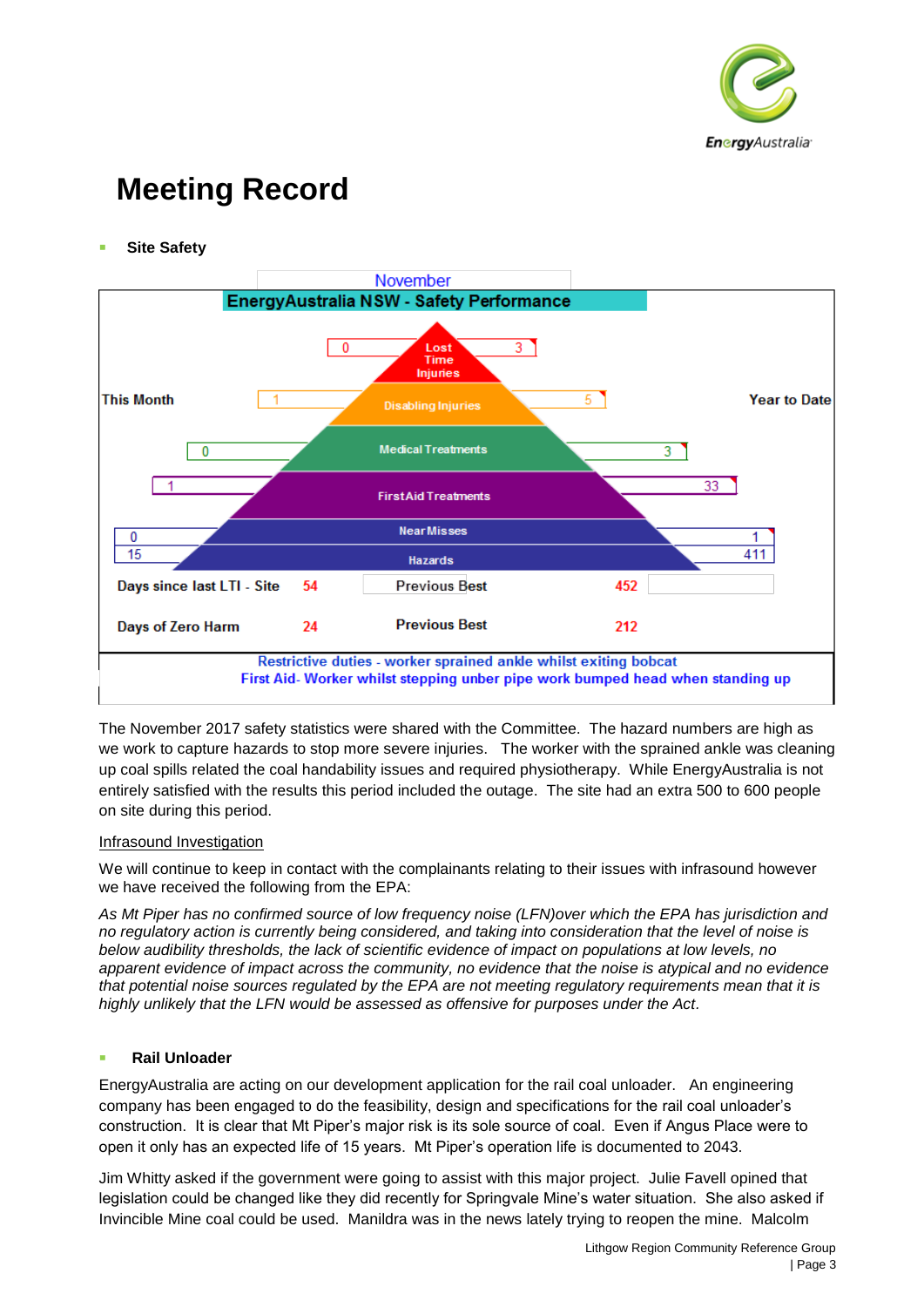# Meeting Record

- **Site Safety**

November

**EnergyAustralia NSW - Safety Performance**

| This Month | Category | Year to Date |
|---|---|---|
| 0 | Lost Time Injuries | 3 |
| 1 | Disabling Injuries | 5 |
| 0 | Medical Treatments | 3 |
| 1 | First Aid Treatments | 33 |
| 0 | Near Misses | 1 |
| 15 | Hazards | 411 |

| | | | |
|---|---|---|---|
| Days since last LTI - Site | 54 | Previous Best | 452 |
| Days of Zero Harm | 24 | Previous Best | 212 |

Restrictive duties - worker spraineed ankle whilst exiting bobcat
First Aid- Worker whilst stepping unber pipe work bumped head when standing up

The November 2017 safety statistics were shared with the Committee. The hazard numbers are high as we work to capture hazards to stop more severe injuries. The worker with the sprained ankle was cleaning up coal spills related the coal handability issues and required physiotherapy. While EnergyAustralia is not entirely satisfied with the results this period included the outage. The site had an extra 500 to 600 people on site during this period.

Infrasound Investigation

We will continue to keep in contact with the complainants relating to their issues with infrasound however we have received the following from the EPA:

*As Mt Piper has no confirmed source of low frequency noise (LFN)over which the EPA has jurisdiction and no regulatory action is currently being considered, and taking into consideration that the level of noise is below audibility thresholds, the lack of scientific evidence of impact on populations at low levels, no apparent evidence of impact across the community, no evidence that the noise is atypical and no evidence that potential noise sources regulated by the EPA are not meeting regulatory requirements mean that it is highly unlikely that the LFN would be assessed as offensive for purposes under the Act*.

- **Rail Unloader**

EnergyAustralia are acting on our development application for the rail coal unloader. An engineering company has been engaged to do the feasibility, design and specifications for the rail coal unloader's construction. It is clear that Mt Piper's major risk is its sole source of coal. Even if Angus Place were to open it only has an expected life of 15 years. Mt Piper's operation life is documented to 2043.

Jim Whitty asked if the government were going to assist with this major project. Julie Favell opined that legislation could be changed like they did recently for Springvale Mine's water situation. She also asked if Invincible Mine coal could be used. Manildra was in the news lately trying to reopen the mine. Malcolm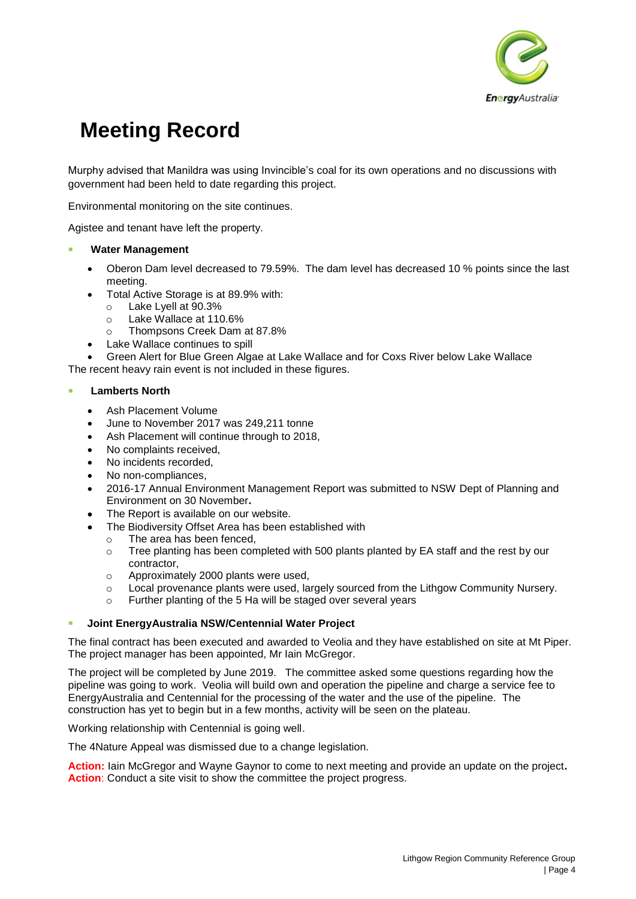# Meeting Record

Murphy advised that Manildra was using Invincible's coal for its own operations and no discussions with government had been held to date regarding this project.

Environmental monitoring on the site continues.

Agistee and tenant have left the property.

- **Water Management**
  - Oberon Dam level decreased to 79.59%. The dam level has decreased 10 % points since the last meeting.
  - Total Active Storage is at 89.9% with:
    - Lake Lyell at 90.3%
    - Lake Wallace at 110.6%
    - Thompsons Creek Dam at 87.8%
  - Lake Wallace continues to spill
  - Green Alert for Blue Green Algae at Lake Wallace and for Coxs River below Lake Wallace

The recent heavy rain event is not included in these figures.

- **Lamberts North**
  - Ash Placement Volume
  - June to November 2017 was 249,211 tonne
  - Ash Placement will continue through to 2018,
  - No complaints received,
  - No incidents recorded,
  - No non-compliances,
  - 2016-17 Annual Environment Management Report was submitted to NSW Dept of Planning and Environment on 30 November**.**
  - The Report is available on our website.
  - The Biodiversity Offset Area has been established with
    - The area has been fenced,
    - Tree planting has been completed with 500 plants planted by EA staff and the rest by our contractor,
    - Approximately 2000 plants were used,
    - Local provenance plants were used, largely sourced from the Lithgow Community Nursery.
    - Further planting of the 5 Ha will be staged over several years

- **Joint EnergyAustralia NSW/Centennial Water Project**

The final contract has been executed and awarded to Veolia and they have established on site at Mt Piper. The project manager has been appointed, Mr Iain McGregor.

The project will be completed by June 2019. The committee asked some questions regarding how the pipeline was going to work. Veolia will build own and operation the pipeline and charge a service fee to EnergyAustralia and Centennial for the processing of the water and the use of the pipeline. The construction has yet to begin but in a few months, activity will be seen on the plateau.

Working relationship with Centennial is going well.

The 4Nature Appeal was dismissed due to a change legislation.

**Action:** Iain McGregor and Wayne Gaynor to come to next meeting and provide an update on the project**.**
**Action**: Conduct a site visit to show the committee the project progress.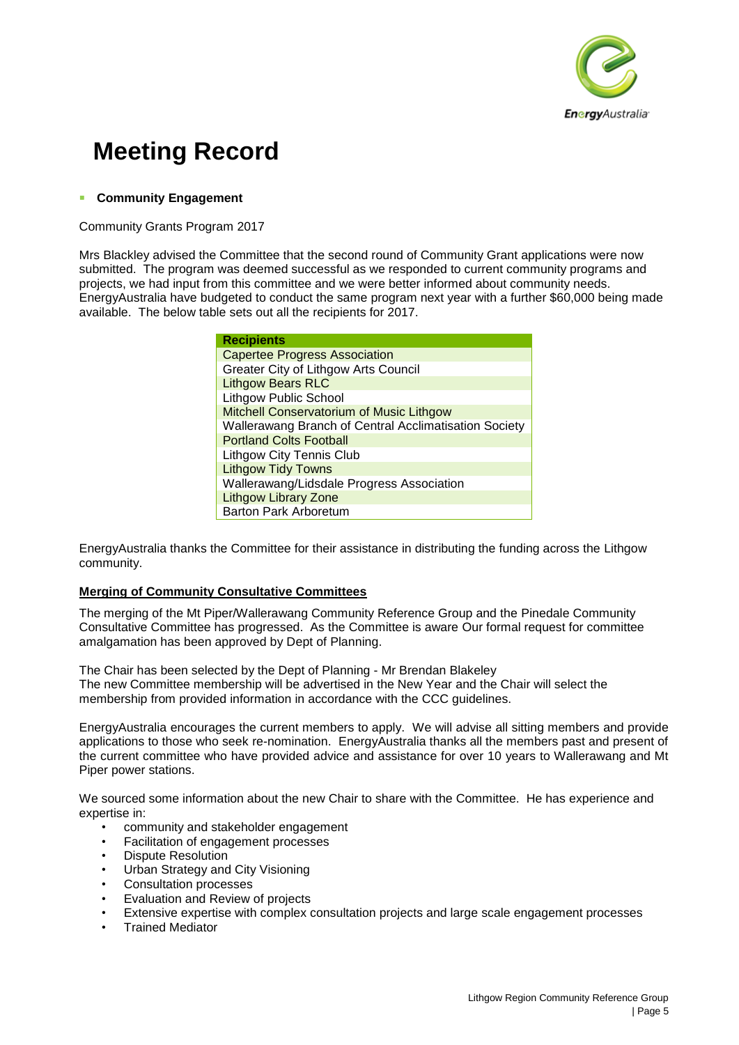# Meeting Record

- **Community Engagement**

Community Grants Program 2017

Mrs Blackley advised the Committee that the second round of Community Grant applications were now submitted. The program was deemed successful as we responded to current community programs and projects, we had input from this committee and we were better informed about community needs. EnergyAustralia have budgeted to conduct the same program next year with a further $60,000 being made available. The below table sets out all the recipients for 2017.

| Recipients |
|---|
| Capertee Progress Association |
| Greater City of Lithgow Arts Council |
| Lithgow Bears RLC |
| Lithgow Public School |
| Mitchell Conservatorium of Music Lithgow |
| Wallerawang Branch of Central Acclimatisation Society |
| Portland Colts Football |
| Lithgow City Tennis Club |
| Lithgow Tidy Towns |
| Wallerawang/Lidsdale Progress Association |
| Lithgow Library Zone |
| Barton Park Arboretum |

EnergyAustralia thanks the Committee for their assistance in distributing the funding across the Lithgow community.

**Merging of Community Consultative Committees**

The merging of the Mt Piper/Wallerawang Community Reference Group and the Pinedale Community Consultative Committee has progressed. As the Committee is aware Our formal request for committee amalgamation has been approved by Dept of Planning.

The Chair has been selected by the Dept of Planning - Mr Brendan Blakeley
The new Committee membership will be advertised in the New Year and the Chair will select the membership from provided information in accordance with the CCC guidelines.

EnergyAustralia encourages the current members to apply. We will advise all sitting members and provide applications to those who seek re-nomination. EnergyAustralia thanks all the members past and present of the current committee who have provided advice and assistance for over 10 years to Wallerawang and Mt Piper power stations.

We sourced some information about the new Chair to share with the Committee. He has experience and expertise in:

- community and stakeholder engagement
- Facilitation of engagement processes
- Dispute Resolution
- Urban Strategy and City Visioning
- Consultation processes
- Evaluation and Review of projects
- Extensive expertise with complex consultation projects and large scale engagement processes
- Trained Mediator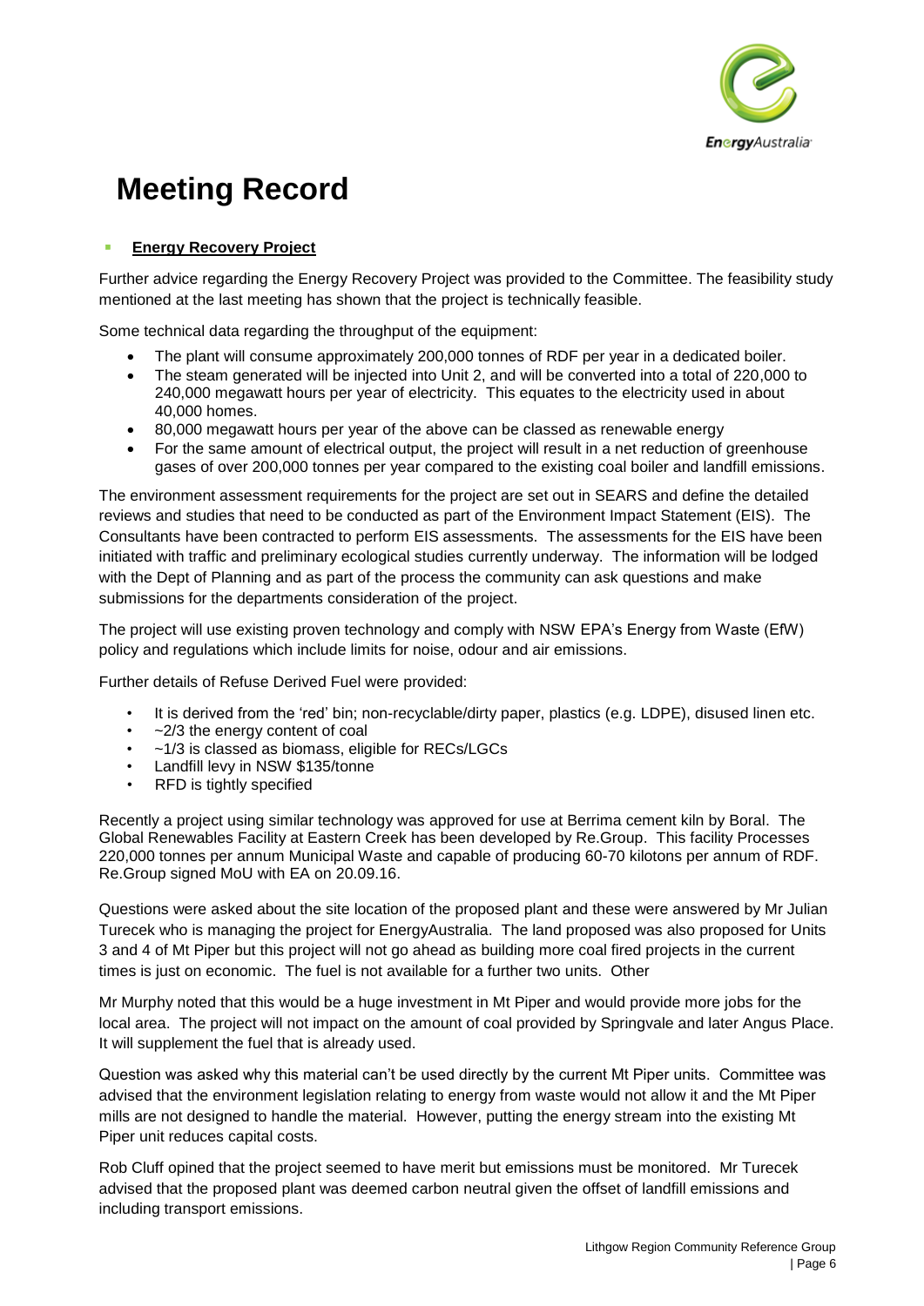# Meeting Record

- **Energy Recovery Project**

Further advice regarding the Energy Recovery Project was provided to the Committee. The feasibility study mentioned at the last meeting has shown that the project is technically feasible.

Some technical data regarding the throughput of the equipment:

- The plant will consume approximately 200,000 tonnes of RDF per year in a dedicated boiler.
- The steam generated will be injected into Unit 2, and will be converted into a total of 220,000 to 240,000 megawatt hours per year of electricity. This equates to the electricity used in about 40,000 homes.
- 80,000 megawatt hours per year of the above can be classed as renewable energy
- For the same amount of electrical output, the project will result in a net reduction of greenhouse gases of over 200,000 tonnes per year compared to the existing coal boiler and landfill emissions.

The environment assessment requirements for the project are set out in SEARS and define the detailed reviews and studies that need to be conducted as part of the Environment Impact Statement (EIS). The Consultants have been contracted to perform EIS assessments. The assessments for the EIS have been initiated with traffic and preliminary ecological studies currently underway. The information will be lodged with the Dept of Planning and as part of the process the community can ask questions and make submissions for the departments consideration of the project.

The project will use existing proven technology and comply with NSW EPA's Energy from Waste (EfW) policy and regulations which include limits for noise, odour and air emissions.

Further details of Refuse Derived Fuel were provided:

- It is derived from the 'red' bin; non-recyclable/dirty paper, plastics (e.g. LDPE), disused linen etc.
- ~2/3 the energy content of coal
- ~1/3 is classed as biomass, eligible for RECs/LGCs
- Landfill levy in NSW $135/tonne
- RFD is tightly specified

Recently a project using similar technology was approved for use at Berrima cement kiln by Boral. The Global Renewables Facility at Eastern Creek has been developed by Re.Group. This facility Processes 220,000 tonnes per annum Municipal Waste and capable of producing 60-70 kilotons per annum of RDF. Re.Group signed MoU with EA on 20.09.16.

Questions were asked about the site location of the proposed plant and these were answered by Mr Julian Turecek who is managing the project for EnergyAustralia. The land proposed was also proposed for Units 3 and 4 of Mt Piper but this project will not go ahead as building more coal fired projects in the current times is just on economic. The fuel is not available for a further two units. Other

Mr Murphy noted that this would be a huge investment in Mt Piper and would provide more jobs for the local area. The project will not impact on the amount of coal provided by Springvale and later Angus Place. It will supplement the fuel that is already used.

Question was asked why this material can't be used directly by the current Mt Piper units. Committee was advised that the environment legislation relating to energy from waste would not allow it and the Mt Piper mills are not designed to handle the material. However, putting the energy stream into the existing Mt Piper unit reduces capital costs.

Rob Cluff opined that the project seemed to have merit but emissions must be monitored. Mr Turecek advised that the proposed plant was deemed carbon neutral given the offset of landfill emissions and including transport emissions.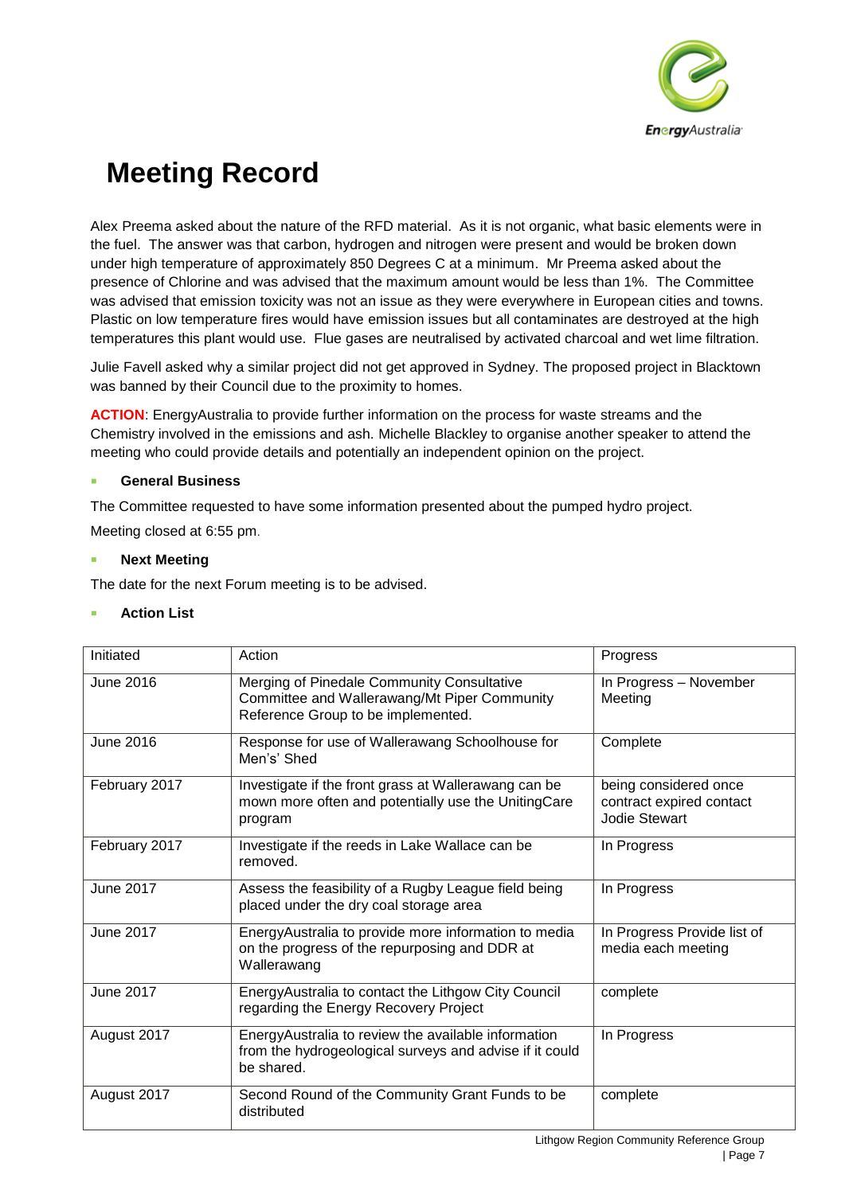# Meeting Record

Alex Preema asked about the nature of the RFD material. As it is not organic, what basic elements were in the fuel. The answer was that carbon, hydrogen and nitrogen were present and would be broken down under high temperature of approximately 850 Degrees C at a minimum. Mr Preema asked about the presence of Chlorine and was advised that the maximum amount would be less than 1%. The Committee was advised that emission toxicity was not an issue as they were everywhere in European cities and towns. Plastic on low temperature fires would have emission issues but all contaminates are destroyed at the high temperatures this plant would use. Flue gases are neutralised by activated charcoal and wet lime filtration.

Julie Favell asked why a similar project did not get approved in Sydney. The proposed project in Blacktown was banned by their Council due to the proximity to homes.

**ACTION**: EnergyAustralia to provide further information on the process for waste streams and the Chemistry involved in the emissions and ash. Michelle Blackley to organise another speaker to attend the meeting who could provide details and potentially an independent opinion on the project.

- **General Business**

The Committee requested to have some information presented about the pumped hydro project.

Meeting closed at 6:55 pm.

- **Next Meeting**

The date for the next Forum meeting is to be advised.

- **Action List**

| Initiated | Action | Progress |
|---|---|---|
| June 2016 | Merging of Pinedale Community Consultative Committee and Wallerawang/Mt Piper Community Reference Group to be implemented. | In Progress – November Meeting |
| June 2016 | Response for use of Wallerawang Schoolhouse for Men's' Shed | Complete |
| February 2017 | Investigate if the front grass at Wallerawang can be mown more often and potentially use the UnitingCare program | being considered once contract expired contact Jodie Stewart |
| February 2017 | Investigate if the reeds in Lake Wallace can be removed. | In Progress |
| June 2017 | Assess the feasibility of a Rugby League field being placed under the dry coal storage area | In Progress |
| June 2017 | EnergyAustralia to provide more information to media on the progress of the repurposing and DDR at Wallerawang | In Progress Provide list of media each meeting |
| June 2017 | EnergyAustralia to contact the Lithgow City Council regarding the Energy Recovery Project | complete |
| August 2017 | EnergyAustralia to review the available information from the hydrogeological surveys and advise if it could be shared. | In Progress |
| August 2017 | Second Round of the Community Grant Funds to be distributed | complete |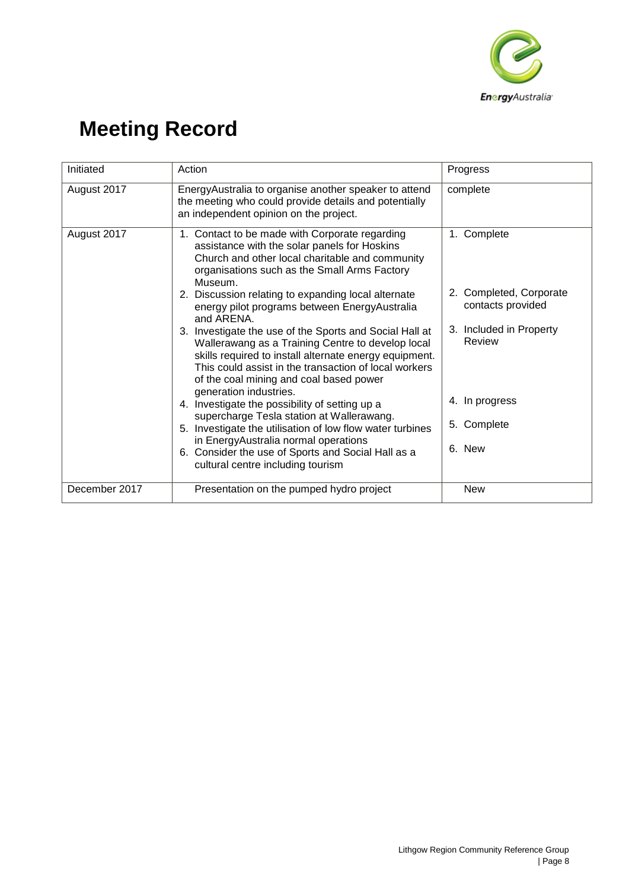# Meeting Record

| Initiated | Action | Progress |
|---|---|---|
| August 2017 | EnergyAustralia to organise another speaker to attend the meeting who could provide details and potentially an independent opinion on the project. | complete |
| August 2017 | 1. Contact to be made with Corporate regarding assistance with the solar panels for Hoskins Church and other local charitable and community organisations such as the Small Arms Factory Museum.<br>2. Discussion relating to expanding local alternate energy pilot programs between EnergyAustralia and ARENA.<br>3. Investigate the use of the Sports and Social Hall at Wallerawang as a Training Centre to develop local skills required to install alternate energy equipment. This could assist in the transaction of local workers of the coal mining and coal based power generation industries.<br>4. Investigate the possibility of setting up a supercharge Tesla station at Wallerawang.<br>5. Investigate the utilisation of low flow water turbines in EnergyAustralia normal operations<br>6. Consider the use of Sports and Social Hall as a cultural centre including tourism | 1. Complete<br>2. Completed, Corporate contacts provided<br>3. Included in Property Review<br>4. In progress<br>5. Complete<br>6. New |
| December 2017 | Presentation on the pumped hydro project | New |